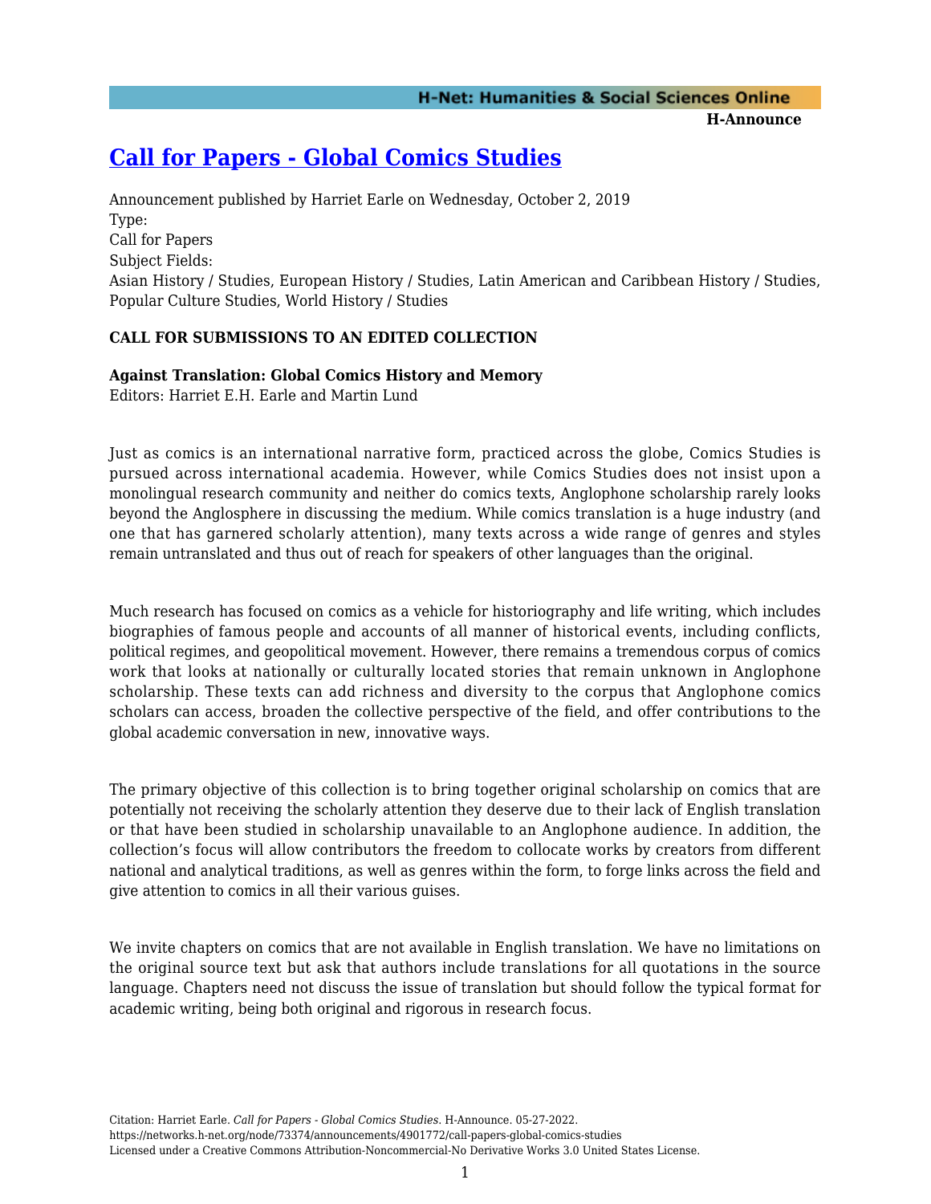# [Call for Papers - Global Comics Studies](https://networks.h-net.org/node/73374/announcements/4901772/call-papers-global-comics-studies)

Announcement published by Harriet Earle on Wednesday, October 2, 2019

Type:

Call for Papers

Subject Fields:

Asian History / Studies, European History / Studies, Latin American and Caribbean History / Studies, Popular Culture Studies, World History / Studies

**CALL FOR SUBMISSIONS TO AN EDITED COLLECTION**

**Against Translation: Global Comics History and Memory**

Editors: Harriet E.H. Earle and Martin Lund

Just as comics is an international narrative form, practiced across the globe, Comics Studies is pursued across international academia. However, while Comics Studies does not insist upon a monolingual research community and neither do comics texts, Anglophone scholarship rarely looks beyond the Anglosphere in discussing the medium. While comics translation is a huge industry (and one that has garnered scholarly attention), many texts across a wide range of genres and styles remain untranslated and thus out of reach for speakers of other languages than the original.

Much research has focused on comics as a vehicle for historiography and life writing, which includes biographies of famous people and accounts of all manner of historical events, including conflicts, political regimes, and geopolitical movement. However, there remains a tremendous corpus of comics work that looks at nationally or culturally located stories that remain unknown in Anglophone scholarship. These texts can add richness and diversity to the corpus that Anglophone comics scholars can access, broaden the collective perspective of the field, and offer contributions to the global academic conversation in new, innovative ways.

The primary objective of this collection is to bring together original scholarship on comics that are potentially not receiving the scholarly attention they deserve due to their lack of English translation or that have been studied in scholarship unavailable to an Anglophone audience. In addition, the collection's focus will allow contributors the freedom to collocate works by creators from different national and analytical traditions, as well as genres within the form, to forge links across the field and give attention to comics in all their various guises.

We invite chapters on comics that are not available in English translation. We have no limitations on the original source text but ask that authors include translations for all quotations in the source language. Chapters need not discuss the issue of translation but should follow the typical format for academic writing, being both original and rigorous in research focus.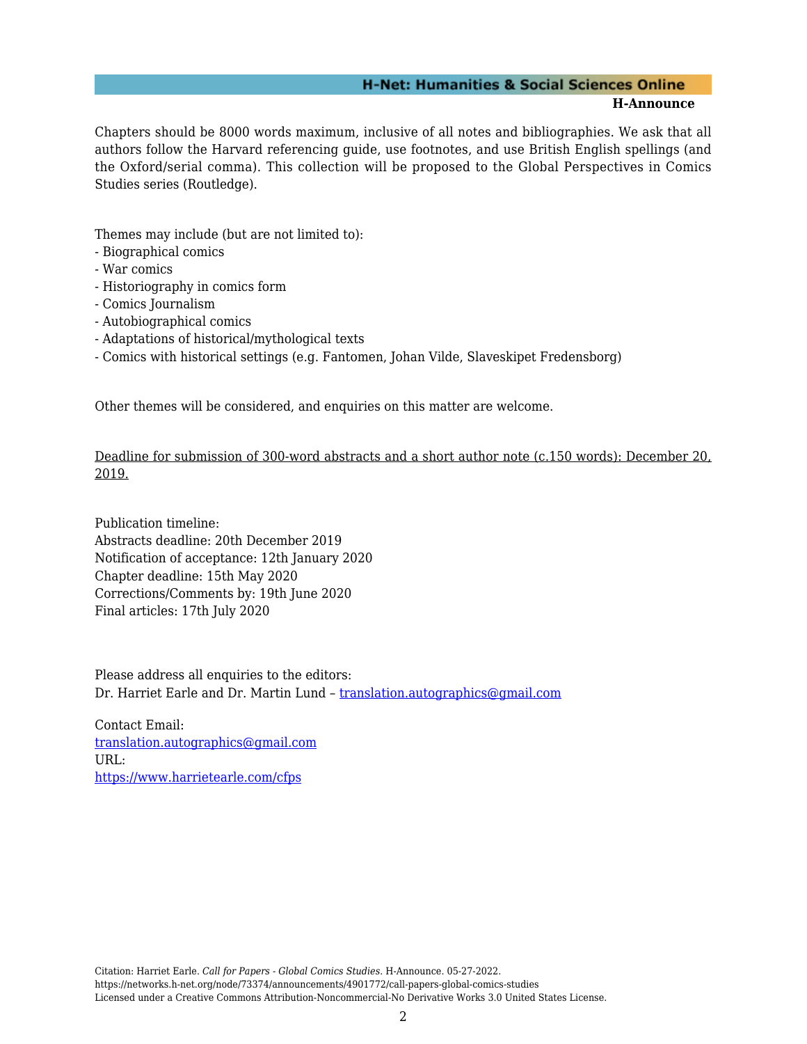Chapters should be 8000 words maximum, inclusive of all notes and bibliographies. We ask that all authors follow the Harvard referencing guide, use footnotes, and use British English spellings (and the Oxford/serial comma). This collection will be proposed to the Global Perspectives in Comics Studies series (Routledge).

Themes may include (but are not limited to):

- Biographical comics
- War comics
- Historiography in comics form
- Comics Journalism
- Autobiographical comics
- Adaptations of historical/mythological texts
- Comics with historical settings (e.g. Fantomen, Johan Vilde, Slaveskipet Fredensborg)

Other themes will be considered, and enquiries on this matter are welcome.

Deadline for submission of 300-word abstracts and a short author note (c.150 words): December 20, 2019.

Publication timeline:
Abstracts deadline: 20th December 2019
Notification of acceptance: 12th January 2020
Chapter deadline: 15th May 2020
Corrections/Comments by: 19th June 2020
Final articles: 17th July 2020

Please address all enquiries to the editors:
Dr. Harriet Earle and Dr. Martin Lund – translation.autographics@gmail.com

Contact Email:
translation.autographics@gmail.com
URL:
https://www.harrietearle.com/cfps

Citation: Harriet Earle. *Call for Papers - Global Comics Studies*. H-Announce. 05-27-2022.
https://networks.h-net.org/node/73374/announcements/4901772/call-papers-global-comics-studies
Licensed under a Creative Commons Attribution-Noncommercial-No Derivative Works 3.0 United States License.